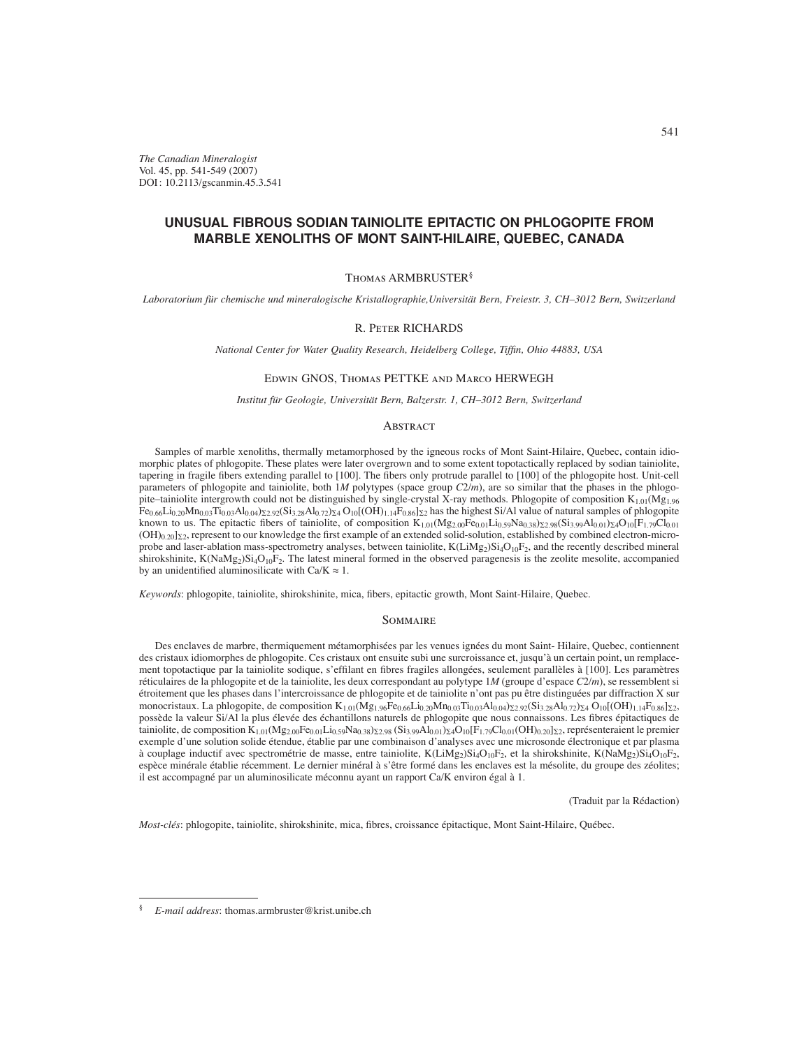*The Canadian Mineralogist*
Vol. 45, pp. 541-549 (2007)
DOI: 10.2113/gscanmin.45.3.541

# UNUSUAL FIBROUS SODIAN TAINIOLITE EPITACTIC ON PHLOGOPITE FROM MARBLE XENOLITHS OF MONT SAINT-HILAIRE, QUEBEC, CANADA

Thomas ARMBRUSTER§

*Laboratorium für chemische und mineralogische Kristallographie,Universität Bern, Freiestr. 3, CH–3012 Bern, Switzerland*

R. Peter RICHARDS

*National Center for Water Quality Research, Heidelberg College, Tiffin, Ohio 44883, USA*

Edwin GNOS, Thomas PETTKE and Marco HERWEGH

*Institut für Geologie, Universität Bern, Balzerstr. 1, CH–3012 Bern, Switzerland*

## Abstract

Samples of marble xenoliths, thermally metamorphosed by the igneous rocks of Mont Saint-Hilaire, Quebec, contain idiomorphic plates of phlogopite. These plates were later overgrown and to some extent topotactically replaced by sodian tainiolite, tapering in fragile fibers extending parallel to [100]. The fibers only protrude parallel to [100] of the phlogopite host. Unit-cell parameters of phlogopite and tainiolite, both 1*M* polytypes (space group *C*2/*m*), are so similar that the phases in the phlogopite–tainiolite intergrowth could not be distinguished by single-crystal X-ray methods. Phlogopite of composition $K_{1.01}(Mg_{1.96}Fe_{0.66}Li_{0.20}Mn_{0.03}Ti_{0.03}Al_{0.04})_{\Sigma 2.92}(Si_{3.28}Al_{0.72})_{\Sigma 4}O_{10}[(OH)_{1.14}F_{0.86}]_{\Sigma 2}$ has the highest Si/Al value of natural samples of phlogopite known to us. The epitactic fibers of tainiolite, of composition $K_{1.01}(Mg_{2.00}Fe_{0.01}Li_{0.59}Na_{0.38})_{\Sigma 2.98}(Si_{3.99}Al_{0.01})_{\Sigma 4}O_{10}[F_{1.79}Cl_{0.01}(OH)_{0.20}]_{\Sigma 2}$, represent to our knowledge the first example of an extended solid-solution, established by combined electron-microprobe and laser-ablation mass-spectrometry analyses, between tainiolite, $K(LiMg_2)Si_4O_{10}F_2$, and the recently described mineral shirokshinite, $K(NaMg_2)Si_4O_{10}F_2$. The latest mineral formed in the observed paragenesis is the zeolite mesolite, accompanied by an unidentified aluminosilicate with Ca/K ≈ 1.

*Keywords*: phlogopite, tainiolite, shirokshinite, mica, fibers, epitactic growth, Mont Saint-Hilaire, Quebec.

## Sommaire

Des enclaves de marbre, thermiquement métamorphisées par les venues ignées du mont Saint- Hilaire, Quebec, contiennent des cristaux idiomorphes de phlogopite. Ces cristaux ont ensuite subi une surcroissance et, jusqu'à un certain point, un remplacement topotactique par la tainiolite sodique, s'effilant en fibres fragiles allongées, seulement parallèles à [100]. Les paramètres réticulaires de la phlogopite et de la tainiolite, les deux correspondant au polytype 1*M* (groupe d'espace *C*2/*m*), se ressemblent si étroitement que les phases dans l'intercroissance de phlogopite et de tainiolite n'ont pas pu être distinguées par diffraction X sur monocristaux. La phlogopite, de composition $K_{1.01}(Mg_{1.96}Fe_{0.66}Li_{0.20}Mn_{0.03}Ti_{0.03}Al_{0.04})_{\Sigma 2.92}(Si_{3.28}Al_{0.72})_{\Sigma 4}O_{10}[(OH)_{1.14}F_{0.86}]_{\Sigma 2}$, possède la valeur Si/Al la plus élevée des échantillons naturels de phlogopite que nous connaissons. Les fibres épitactiques de tainiolite, de composition $K_{1.01}(Mg_{2.00}Fe_{0.01}Li_{0.59}Na_{0.38})_{\Sigma 2.98}(Si_{3.99}Al_{0.01})_{\Sigma 4}O_{10}[F_{1.79}Cl_{0.01}(OH)_{0.20}]_{\Sigma 2}$, représenteraient le premier exemple d'une solution solide étendue, établie par une combinaison d'analyses avec une microsonde électronique et par plasma à couplage inductif avec spectrométrie de masse, entre tainiolite, $K(LiMg_2)Si_4O_{10}F_2$, et la shirokshinite, $K(NaMg_2)Si_4O_{10}F_2$, espèce minérale établie récemment. Le dernier minéral à s'être formé dans les enclaves est la mésolite, du groupe des zéolites; il est accompagné par un aluminosilicate méconnu ayant un rapport Ca/K environ égal à 1.

(Traduit par la Rédaction)

*Mots-clés*: phlogopite, tainiolite, shirokshinite, mica, fibres, croissance épitactique, Mont Saint-Hilaire, Québec.

---

§ *E-mail address*: thomas.armbruster@krist.unibe.ch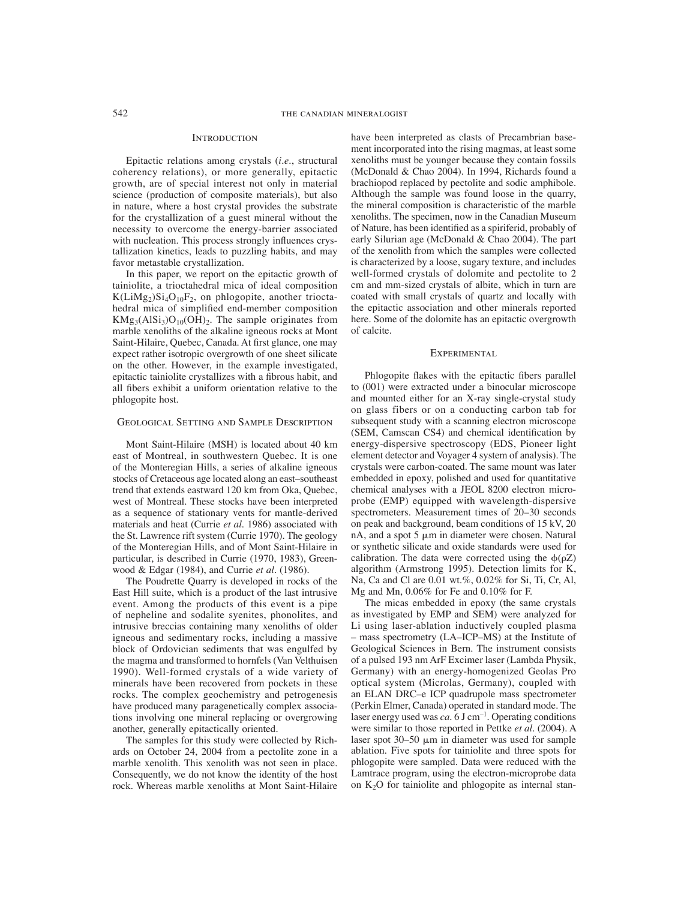## Introduction

Epitactic relations among crystals (*i.e.*, structural coherency relations), or more generally, epitactic growth, are of special interest not only in material science (production of composite materials), but also in nature, where a host crystal provides the substrate for the crystallization of a guest mineral without the necessity to overcome the energy-barrier associated with nucleation. This process strongly influences crystallization kinetics, leads to puzzling habits, and may favor metastable crystallization.

In this paper, we report on the epitactic growth of tainiolite, a trioctahedral mica of ideal composition $K(LiMg_2)Si_4O_{10}F_2$, on phlogopite, another trioctahedral mica of simplified end-member composition $KMg_3(AlSi_3)O_{10}(OH)_2$. The sample originates from marble xenoliths of the alkaline igneous rocks at Mont Saint-Hilaire, Quebec, Canada. At first glance, one may expect rather isotropic overgrowth of one sheet silicate on the other. However, in the example investigated, epitactic tainiolite crystallizes with a fibrous habit, and all fibers exhibit a uniform orientation relative to the phlogopite host.

## Geological Setting and Sample Description

Mont Saint-Hilaire (MSH) is located about 40 km east of Montreal, in southwestern Quebec. It is one of the Monteregian Hills, a series of alkaline igneous stocks of Cretaceous age located along an east–southeast trend that extends eastward 120 km from Oka, Quebec, west of Montreal. These stocks have been interpreted as a sequence of stationary vents for mantle-derived materials and heat (Currie *et al.* 1986) associated with the St. Lawrence rift system (Currie 1970). The geology of the Monteregian Hills, and of Mont Saint-Hilaire in particular, is described in Currie (1970, 1983), Greenwood & Edgar (1984), and Currie *et al.* (1986).

The Poudrette Quarry is developed in rocks of the East Hill suite, which is a product of the last intrusive event. Among the products of this event is a pipe of nepheline and sodalite syenites, phonolites, and intrusive breccias containing many xenoliths of older igneous and sedimentary rocks, including a massive block of Ordovician sediments that was engulfed by the magma and transformed to hornfels (Van Velthuisen 1990). Well-formed crystals of a wide variety of minerals have been recovered from pockets in these rocks. The complex geochemistry and petrogenesis have produced many paragenetically complex associations involving one mineral replacing or overgrowing another, generally epitactically oriented.

The samples for this study were collected by Richards on October 24, 2004 from a pectolite zone in a marble xenolith. This xenolith was not seen in place. Consequently, we do not know the identity of the host rock. Whereas marble xenoliths at Mont Saint-Hilaire have been interpreted as clasts of Precambrian basement incorporated into the rising magmas, at least some xenoliths must be younger because they contain fossils (McDonald & Chao 2004). In 1994, Richards found a brachiopod replaced by pectolite and sodic amphibole. Although the sample was found loose in the quarry, the mineral composition is characteristic of the marble xenoliths. The specimen, now in the Canadian Museum of Nature, has been identified as a spiriferid, probably of early Silurian age (McDonald & Chao 2004). The part of the xenolith from which the samples were collected is characterized by a loose, sugary texture, and includes well-formed crystals of dolomite and pectolite to 2 cm and mm-sized crystals of albite, which in turn are coated with small crystals of quartz and locally with the epitactic association and other minerals reported here. Some of the dolomite has an epitactic overgrowth of calcite.

## Experimental

Phlogopite flakes with the epitactic fibers parallel to (001) were extracted under a binocular microscope and mounted either for an X-ray single-crystal study on glass fibers or on a conducting carbon tab for subsequent study with a scanning electron microscope (SEM, Camscan CS4) and chemical identification by energy-dispersive spectroscopy (EDS, Pioneer light element detector and Voyager 4 system of analysis). The crystals were carbon-coated. The same mount was later embedded in epoxy, polished and used for quantitative chemical analyses with a JEOL 8200 electron microprobe (EMP) equipped with wavelength-dispersive spectrometers. Measurement times of 20–30 seconds on peak and background, beam conditions of 15 kV, 20 nA, and a spot 5 μm in diameter were chosen. Natural or synthetic silicate and oxide standards were used for calibration. The data were corrected using the $\phi(\rho Z)$ algorithm (Armstrong 1995). Detection limits for K, Na, Ca and Cl are 0.01 wt.%, 0.02% for Si, Ti, Cr, Al, Mg and Mn, 0.06% for Fe and 0.10% for F.

The micas embedded in epoxy (the same crystals as investigated by EMP and SEM) were analyzed for Li using laser-ablation inductively coupled plasma – mass spectrometry (LA–ICP–MS) at the Institute of Geological Sciences in Bern. The instrument consists of a pulsed 193 nm ArF Excimer laser (Lambda Physik, Germany) with an energy-homogenized Geolas Pro optical system (Microlas, Germany), coupled with an ELAN DRC–e ICP quadrupole mass spectrometer (Perkin Elmer, Canada) operated in standard mode. The laser energy used was *ca.* 6 J cm$^{-1}$. Operating conditions were similar to those reported in Pettke *et al.* (2004). A laser spot 30–50 μm in diameter was used for sample ablation. Five spots for tainiolite and three spots for phlogopite were sampled. Data were reduced with the Lamtrace program, using the electron-microprobe data on $K_2O$ for tainiolite and phlogopite as internal stan-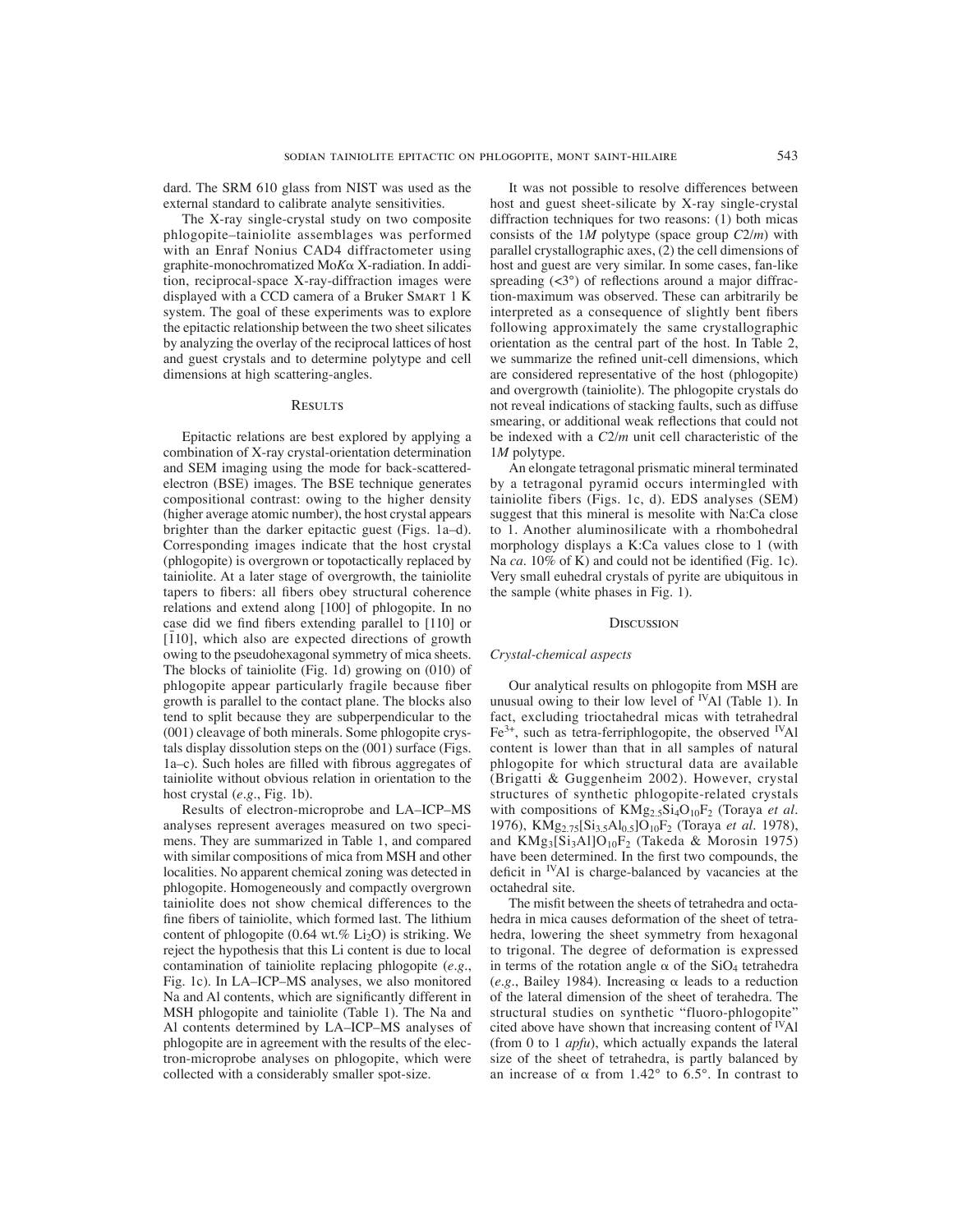dard. The SRM 610 glass from NIST was used as the external standard to calibrate analyte sensitivities.

The X-ray single-crystal study on two composite phlogopite–tainiolite assemblages was performed with an Enraf Nonius CAD4 diffractometer using graphite-monochromatized Mo*K*α X-radiation. In addition, reciprocal-space X-ray-diffraction images were displayed with a CCD camera of a Bruker SMART 1 K system. The goal of these experiments was to explore the epitactic relationship between the two sheet silicates by analyzing the overlay of the reciprocal lattices of host and guest crystals and to determine polytype and cell dimensions at high scattering-angles.

## Results

Epitactic relations are best explored by applying a combination of X-ray crystal-orientation determination and SEM imaging using the mode for back-scattered-electron (BSE) images. The BSE technique generates compositional contrast: owing to the higher density (higher average atomic number), the host crystal appears brighter than the darker epitactic guest (Figs. 1a–d). Corresponding images indicate that the host crystal (phlogopite) is overgrown or topotactically replaced by tainiolite. At a later stage of overgrowth, the tainiolite tapers to fibers: all fibers obey structural coherence relations and extend along [100] of phlogopite. In no case did we find fibers extending parallel to [110] or [$\bar{1}$10], which also are expected directions of growth owing to the pseudohexagonal symmetry of mica sheets. The blocks of tainiolite (Fig. 1d) growing on (010) of phlogopite appear particularly fragile because fiber growth is parallel to the contact plane. The blocks also tend to split because they are subperpendicular to the (001) cleavage of both minerals. Some phlogopite crystals display dissolution steps on the (001) surface (Figs. 1a–c). Such holes are filled with fibrous aggregates of tainiolite without obvious relation in orientation to the host crystal (*e.g.*, Fig. 1b).

Results of electron-microprobe and LA–ICP–MS analyses represent averages measured on two specimens. They are summarized in Table 1, and compared with similar compositions of mica from MSH and other localities. No apparent chemical zoning was detected in phlogopite. Homogeneously and compactly overgrown tainiolite does not show chemical differences to the fine fibers of tainiolite, which formed last. The lithium content of phlogopite (0.64 wt.% $Li_2O$) is striking. We reject the hypothesis that this Li content is due to local contamination of tainiolite replacing phlogopite (*e.g.*, Fig. 1c). In LA–ICP–MS analyses, we also monitored Na and Al contents, which are significantly different in MSH phlogopite and tainiolite (Table 1). The Na and Al contents determined by LA–ICP–MS analyses of phlogopite are in agreement with the results of the electron-microprobe analyses on phlogopite, which were collected with a considerably smaller spot-size.

It was not possible to resolve differences between host and guest sheet-silicate by X-ray single-crystal diffraction techniques for two reasons: (1) both micas consists of the 1*M* polytype (space group *C*2/*m*) with parallel crystallographic axes, (2) the cell dimensions of host and guest are very similar. In some cases, fan-like spreading (<3°) of reflections around a major diffraction-maximum was observed. These can arbitrarily be interpreted as a consequence of slightly bent fibers following approximately the same crystallographic orientation as the central part of the host. In Table 2, we summarize the refined unit-cell dimensions, which are considered representative of the host (phlogopite) and overgrowth (tainiolite). The phlogopite crystals do not reveal indications of stacking faults, such as diffuse smearing, or additional weak reflections that could not be indexed with a *C*2/*m* unit cell characteristic of the 1*M* polytype.

An elongate tetragonal prismatic mineral terminated by a tetragonal pyramid occurs intermingled with tainiolite fibers (Figs. 1c, d). EDS analyses (SEM) suggest that this mineral is mesolite with Na:Ca close to 1. Another aluminosilicate with a rhombohedral morphology displays a K:Ca values close to 1 (with Na *ca*. 10% of K) and could not be identified (Fig. 1c). Very small euhedral crystals of pyrite are ubiquitous in the sample (white phases in Fig. 1).

## Discussion

### *Crystal-chemical aspects*

Our analytical results on phlogopite from MSH are unusual owing to their low level of $^{IV}Al$ (Table 1). In fact, excluding trioctahedral micas with tetrahedral $Fe^{3+}$, such as tetra-ferriphlogopite, the observed $^{IV}Al$ content is lower than that in all samples of natural phlogopite for which structural data are available (Brigatti & Guggenheim 2002). However, crystal structures of synthetic phlogopite-related crystals with compositions of $KMg_{2.5}Si_4O_{10}F_2$ (Toraya *et al.* 1976), $KMg_{2.75}[Si_{3.5}Al_{0.5}]O_{10}F_2$ (Toraya *et al.* 1978), and $KMg_3[Si_3Al]O_{10}F_2$ (Takeda & Morosin 1975) have been determined. In the first two compounds, the deficit in $^{IV}Al$ is charge-balanced by vacancies at the octahedral site.

The misfit between the sheets of tetrahedra and octahedra in mica causes deformation of the sheet of tetrahedra, lowering the sheet symmetry from hexagonal to trigonal. The degree of deformation is expressed in terms of the rotation angle α of the $SiO_4$ tetrahedra (*e.g.*, Bailey 1984). Increasing α leads to a reduction of the lateral dimension of the sheet of terahedra. The structural studies on synthetic "fluoro-phlogopite" cited above have shown that increasing content of $^{IV}Al$ (from 0 to 1 *apfu*), which actually expands the lateral size of the sheet of tetrahedra, is partly balanced by an increase of α from 1.42° to 6.5°. In contrast to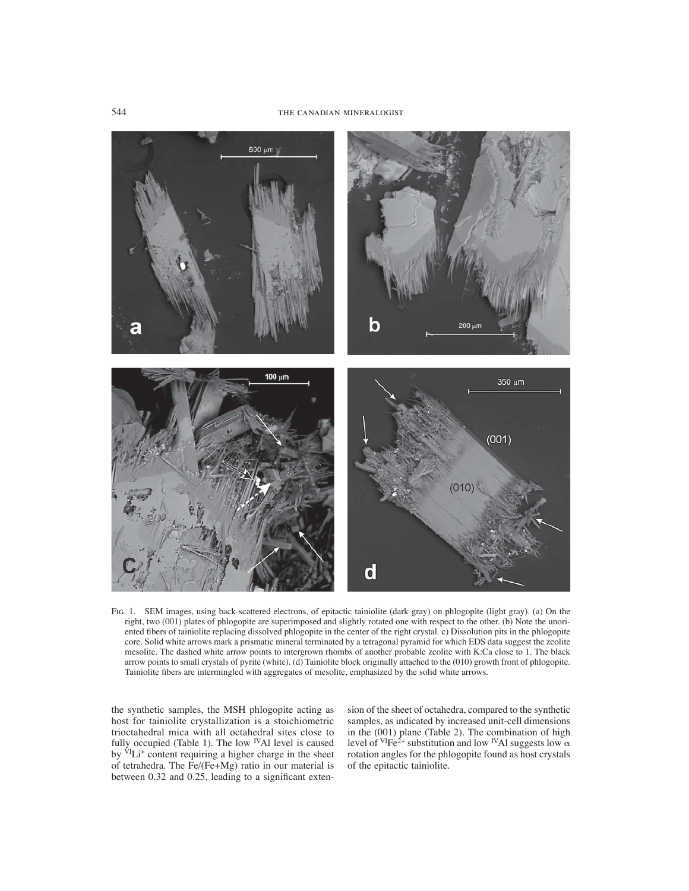FIG. 1. SEM images, using back-scattered electrons, of epitactic tainiolite (dark gray) on phlogopite (light gray). (a) On the right, two (001) plates of phlogopite are superimposed and slightly rotated one with respect to the other. (b) Note the unoriented fibers of tainiolite replacing dissolved phlogopite in the center of the right crystal. c) Dissolution pits in the phlogopite core. Solid white arrows mark a prismatic mineral terminated by a tetragonal pyramid for which EDS data suggest the zeolite mesolite. The dashed white arrow points to intergrown rhombs of another probable zeolite with K:Ca close to 1. The black arrow points to small crystals of pyrite (white). (d) Tainiolite block originally attached to the (010) growth front of phlogopite. Tainiolite fibers are intermingled with aggregates of mesolite, emphasized by the solid white arrows.

the synthetic samples, the MSH phlogopite acting as host for tainiolite crystallization is a stoichiometric trioctahedral mica with all octahedral sites close to fully occupied (Table 1). The low $^{IV}Al$ level is caused by $^{VI}Li^{+}$ content requiring a higher charge in the sheet of tetrahedra. The Fe/(Fe+Mg) ratio in our material is between 0.32 and 0.25, leading to a significant extension of the sheet of octahedra, compared to the synthetic samples, as indicated by increased unit-cell dimensions in the (001) plane (Table 2). The combination of high level of $^{VI}Fe^{2+}$ substitution and low $^{IV}Al$ suggests low $\alpha$ rotation angles for the phlogopite found as host crystals of the epitactic tainiolite.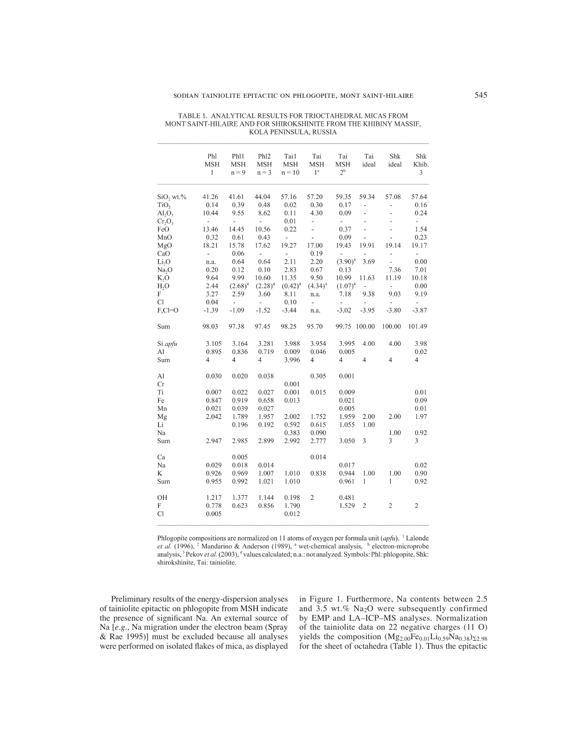TABLE 1. ANALYTICAL RESULTS FOR TRIOCTAHEDRAL MICAS FROM MONT SAINT-HILAIRE AND FOR SHIROKSHINITE FROM THE KHIBINY MASSIF, KOLA PENINSULA, RUSSIA

| | Phl MSH 1 | Phl1 MSH n = 9 | Phl2 MSH n = 3 | Tai1 MSH n = 10 | Tai MSH 1[a] | Tai MSH 2[b] | Tai ideal | Shk ideal | Shk Khib. 3 |
|---|---|---|---|---|---|---|---|---|---|
| $SiO_2$ wt.% | 41.26 | 41.61 | 44.04 | 57.16 | 57.20 | 59.35 | 59.34 | 57.08 | 57.64 |
| $TiO_2$ | 0.14 | 0.39 | 0.48 | 0.02 | 0.30 | 0.17 | - | - | 0.16 |
| $Al_2O_3$ | 10.44 | 9.55 | 8.62 | 0.11 | 4.30 | 0.09 | - | - | 0.24 |
| $Cr_2O_3$ | - | - | - | 0.01 | - | - | - | - | - |
| FeO | 13.46 | 14.45 | 10.56 | 0.22 | - | 0.37 | - | - | 1.54 |
| MnO | 0.32 | 0.61 | 0.43 | - | - | 0.09 | - | - | 0.23 |
| MgO | 18.21 | 15.78 | 17.62 | 19.27 | 17.00 | 19.43 | 19.91 | 19.14 | 19.17 |
| CaO | - | 0.06 | - | - | 0.19 | - | - | - | - |
| $Li_2O$ | n.a. | 0.64 | 0.64 | 2.11 | 2.20 | (3.90)[4] | 3.69 | - | 0.00 |
| $Na_2O$ | 0.20 | 0.12 | 0.10 | 2.83 | 0.67 | 0.13 | | 7.36 | 7.01 |
| $K_2O$ | 9.64 | 9.99 | 10.60 | 11.35 | 9.50 | 10.99 | 11.63 | 11.19 | 10.18 |
| $H_2O$ | 2.44 | (2.68)[4] | (2.28)[4] | (0.42)[4] | (4.34)[4] | (1.07)[4] | - | - | 0.00 |
| F | 3.27 | 2.59 | 3.60 | 8.11 | n.a. | 7.18 | 9.38 | 9.03 | 9.19 |
| Cl | 0.04 | - | - | 0.10 | - | - | - | - | - |
| F,Cl=O | -1.39 | -1.09 | -1.52 | -3.44 | n.a. | -3.02 | -3.95 | -3.80 | -3.87 |
| Sum | 98.03 | 97.38 | 97.45 | 98.25 | 95.70 | 99.75 | 100.00 | 100.00 | 101.49 |
| Si *apfu* | 3.105 | 3.164 | 3.281 | 3.988 | 3.954 | 3.995 | 4.00 | 4.00 | 3.98 |
| Al | 0.895 | 0.836 | 0.719 | 0.009 | 0.046 | 0.005 | | | 0.02 |
| Sum | 4 | 4 | 4 | 3.996 | 4 | 4 | 4 | 4 | 4 |
| Al | 0.030 | 0.020 | 0.038 | | 0.305 | 0.001 | | | |
| Cr | | | | 0.001 | | | | | |
| Ti | 0.007 | 0.022 | 0.027 | 0.001 | 0.015 | 0.009 | | | 0.01 |
| Fe | 0.847 | 0.919 | 0.658 | 0.013 | | 0.021 | | | 0.09 |
| Mn | 0.021 | 0.039 | 0.027 | | | 0.005 | | | 0.01 |
| Mg | 2.042 | 1.789 | 1.957 | 2.002 | 1.752 | 1.959 | 2.00 | 2.00 | 1.97 |
| Li | | 0.196 | 0.192 | 0.592 | 0.615 | 1.055 | 1.00 | | |
| Na | | | | 0.383 | 0.090 | | | 1.00 | 0.92 |
| Sum | 2.947 | 2.985 | 2.899 | 2.992 | 2.777 | 3.050 | 3 | 3 | 3 |
| Ca | | 0.005 | | | 0.014 | | | | |
| Na | 0.029 | 0.018 | 0.014 | | | 0.017 | | | 0.02 |
| K | 0.926 | 0.969 | 1.007 | 1.010 | 0.838 | 0.944 | 1.00 | 1.00 | 0.90 |
| Sum | 0.955 | 0.992 | 1.021 | 1.010 | | 0.961 | 1 | 1 | 0.92 |
| OH | 1.217 | 1.377 | 1.144 | 0.198 | 2 | 0.481 | | | |
| F | 0.778 | 0.623 | 0.856 | 1.790 | | 1.529 | 2 | 2 | 2 |
| Cl | 0.005 | | | 0.012 | | | | | |

Phlogopite compositions are normalized on 11 atoms of oxygen per formula unit (*apfu*). [1] Lalonde *et al.* (1996), [2] Mandarino & Anderson (1989), [a] wet-chemical analysis, [b] electron-microprobe analysis, [3] Pekov *et al.* (2003), [4] values calculated; n.a.: not analyzed. Symbols: Phl: phlogopite, Shk: shirokshinite, Tai: tainiolite.

Preliminary results of the energy-dispersion analyses of tainiolite epitactic on phlogopite from MSH indicate the presence of significant Na. An external source of Na [*e.g.*, Na migration under the electron beam (Spray & Rae 1995)] must be excluded because all analyses were performed on isolated flakes of mica, as displayed in Figure 1. Furthermore, Na contents between 2.5 and 3.5 wt.% $Na_2O$ were subsequently confirmed by EMP and LA–ICP–MS analyses. Normalization of the tainiolite data on 22 negative charges (11 O) yields the composition $(Mg_{2.00}Fe_{0.01}Li_{0.59}Na_{0.38})_{\Sigma 2.98}$ for the sheet of octahedra (Table 1). Thus the epitactic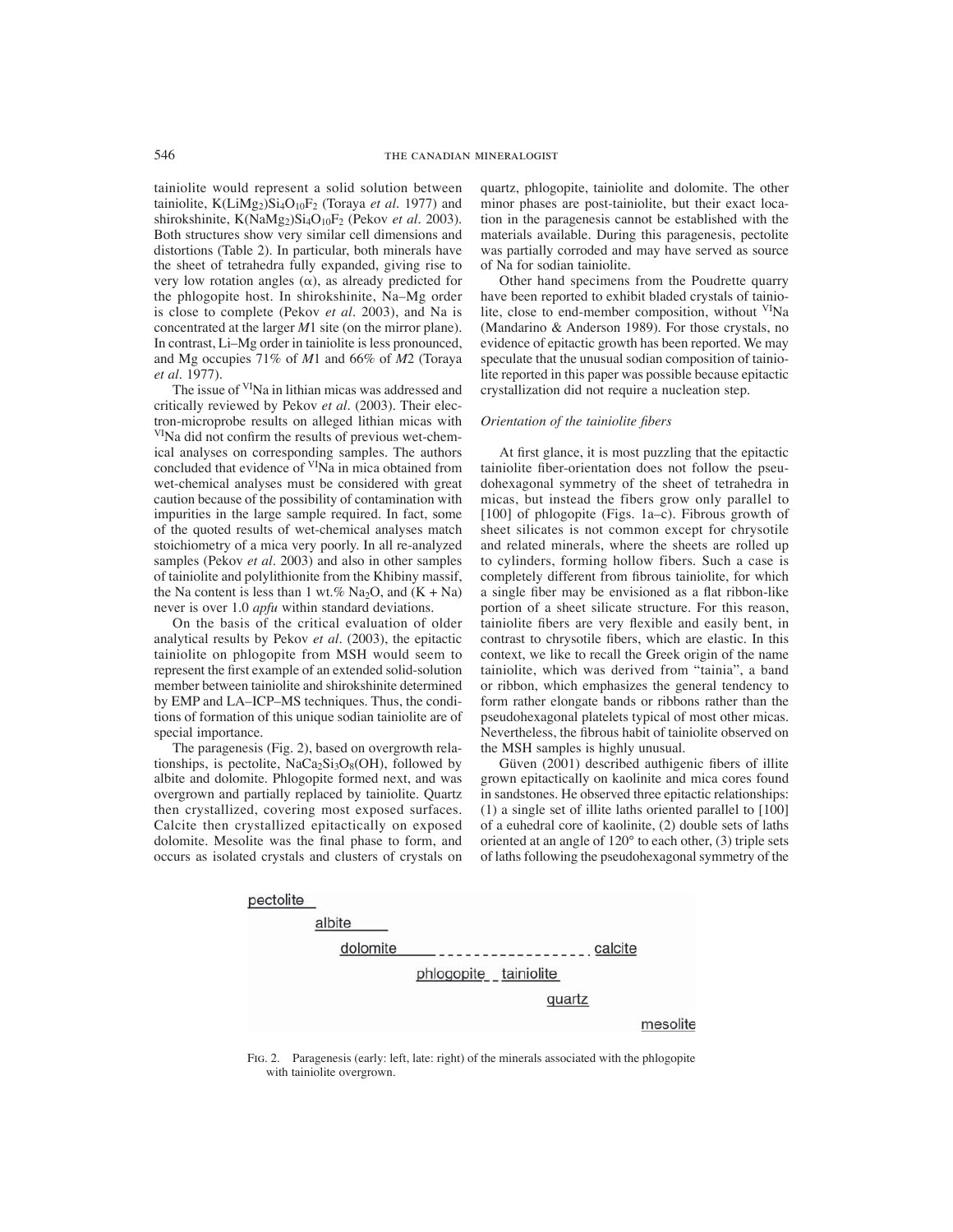tainiolite would represent a solid solution between tainiolite, $K(LiMg_2)Si_4O_{10}F_2$ (Toraya *et al.* 1977) and shirokshinite, $K(NaMg_2)Si_4O_{10}F_2$ (Pekov *et al.* 2003). Both structures show very similar cell dimensions and distortions (Table 2). In particular, both minerals have the sheet of tetrahedra fully expanded, giving rise to very low rotation angles ($\alpha$), as already predicted for the phlogopite host. In shirokshinite, Na–Mg order is close to complete (Pekov *et al.* 2003), and Na is concentrated at the larger *M*1 site (on the mirror plane). In contrast, Li–Mg order in tainiolite is less pronounced, and Mg occupies 71% of *M*1 and 66% of *M*2 (Toraya *et al.* 1977).

The issue of $^{VI}Na$ in lithian micas was addressed and critically reviewed by Pekov *et al.* (2003). Their electron-microprobe results on alleged lithian micas with $^{VI}Na$ did not confirm the results of previous wet-chemical analyses on corresponding samples. The authors concluded that evidence of $^{VI}Na$ in mica obtained from wet-chemical analyses must be considered with great caution because of the possibility of contamination with impurities in the large sample required. In fact, some of the quoted results of wet-chemical analyses match stoichiometry of a mica very poorly. In all re-analyzed samples (Pekov *et al.* 2003) and also in other samples of tainiolite and polylithionite from the Khibiny massif, the Na content is less than 1 wt.% $Na_2O$, and (K + Na) never is over 1.0 *apfu* within standard deviations.

On the basis of the critical evaluation of older analytical results by Pekov *et al.* (2003), the epitactic tainiolite on phlogopite from MSH would seem to represent the first example of an extended solid-solution member between tainiolite and shirokshinite determined by EMP and LA–ICP–MS techniques. Thus, the conditions of formation of this unique sodian tainiolite are of special importance.

The paragenesis (Fig. 2), based on overgrowth relationships, is pectolite, $NaCa_2Si_3O_8(OH)$, followed by albite and dolomite. Phlogopite formed next, and was overgrown and partially replaced by tainiolite. Quartz then crystallized, covering most exposed surfaces. Calcite then crystallized epitactically on exposed dolomite. Mesolite was the final phase to form, and occurs as isolated crystals and clusters of crystals on quartz, phlogopite, tainiolite and dolomite. The other minor phases are post-tainiolite, but their exact location in the paragenesis cannot be established with the materials available. During this paragenesis, pectolite was partially corroded and may have served as source of Na for sodian tainiolite.

Other hand specimens from the Poudrette quarry have been reported to exhibit bladed crystals of tainiolite, close to end-member composition, without $^{VI}Na$ (Mandarino & Anderson 1989). For those crystals, no evidence of epitactic growth has been reported. We may speculate that the unusual sodian composition of tainiolite reported in this paper was possible because epitactic crystallization did not require a nucleation step.

### *Orientation of the tainiolite fibers*

At first glance, it is most puzzling that the epitactic tainiolite fiber-orientation does not follow the pseudohexagonal symmetry of the sheet of tetrahedra in micas, but instead the fibers grow only parallel to [100] of phlogopite (Figs. 1a–c). Fibrous growth of sheet silicates is not common except for chrysotile and related minerals, where the sheets are rolled up to cylinders, forming hollow fibers. Such a case is completely different from fibrous tainiolite, for which a single fiber may be envisioned as a flat ribbon-like portion of a sheet silicate structure. For this reason, tainiolite fibers are very flexible and easily bent, in contrast to chrysotile fibers, which are elastic. In this context, we like to recall the Greek origin of the name tainiolite, which was derived from "tainia", a band or ribbon, which emphasizes the general tendency to form rather elongate bands or ribbons rather than the pseudohexagonal platelets typical of most other micas. Nevertheless, the fibrous habit of tainiolite observed on the MSH samples is highly unusual.

Güven (2001) described authigenic fibers of illite grown epitactically on kaolinite and mica cores found in sandstones. He observed three epitactic relationships: (1) a single set of illite laths oriented parallel to [100] of a euhedral core of kaolinite, (2) double sets of laths oriented at an angle of 120° to each other, (3) triple sets of laths following the pseudohexagonal symmetry of the

pectolite
albite
dolomite – – – – – – – – – calcite
phlogopite – – tainiolite
quartz
mesolite

FIG. 2. Paragenesis (early: left, late: right) of the minerals associated with the phlogopite with tainiolite overgrown.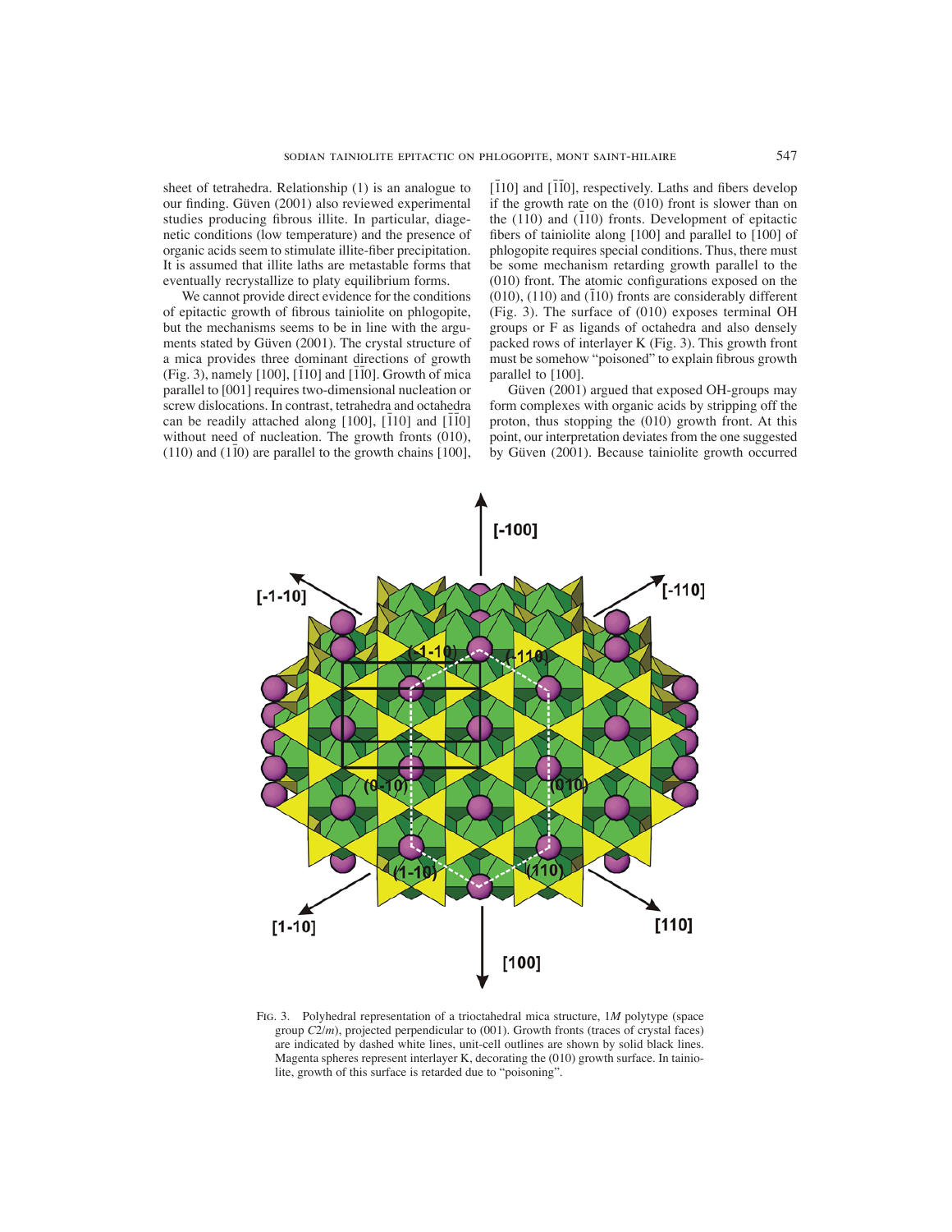sheet of tetrahedra. Relationship (1) is an analogue to our finding. Güven (2001) also reviewed experimental studies producing fibrous illite. In particular, diagenetic conditions (low temperature) and the presence of organic acids seem to stimulate illite-fiber precipitation. It is assumed that illite laths are metastable forms that eventually recrystallize to platy equilibrium forms.

We cannot provide direct evidence for the conditions of epitactic growth of fibrous tainiolite on phlogopite, but the mechanisms seems to be in line with the arguments stated by Güven (2001). The crystal structure of a mica provides three dominant directions of growth (Fig. 3), namely [100], [$\bar{1}$10] and [$\bar{1}\bar{1}$0]. Growth of mica parallel to [001] requires two-dimensional nucleation or screw dislocations. In contrast, tetrahedra and octahedra can be readily attached along [100], [$\bar{1}$10] and [1$\bar{1}$0] without need of nucleation. The growth fronts (010), (110) and (1$\bar{1}$0) are parallel to the growth chains [100], [$\bar{1}$10] and [$\bar{1}\bar{1}$0], respectively. Laths and fibers develop if the growth rate on the (010) front is slower than on the (110) and ($\bar{1}$10) fronts. Development of epitactic fibers of tainiolite along [100] and parallel to [100] of phlogopite requires special conditions. Thus, there must be some mechanism retarding growth parallel to the (010) front. The atomic configurations exposed on the (010), (110) and ($\bar{1}$10) fronts are considerably different (Fig. 3). The surface of (010) exposes terminal OH groups or F as ligands of octahedra and also densely packed rows of interlayer K (Fig. 3). This growth front must be somehow "poisoned" to explain fibrous growth parallel to [100].

Güven (2001) argued that exposed OH-groups may form complexes with organic acids by stripping off the proton, thus stopping the (010) growth front. At this point, our interpretation deviates from the one suggested by Güven (2001). Because tainiolite growth occurred

FIG. 3. Polyhedral representation of a trioctahedral mica structure, 1*M* polytype (space group *C*2/*m*), projected perpendicular to (001). Growth fronts (traces of crystal faces) are indicated by dashed white lines, unit-cell outlines are shown by solid black lines. Magenta spheres represent interlayer K, decorating the (010) growth surface. In tainiolite, growth of this surface is retarded due to "poisoning".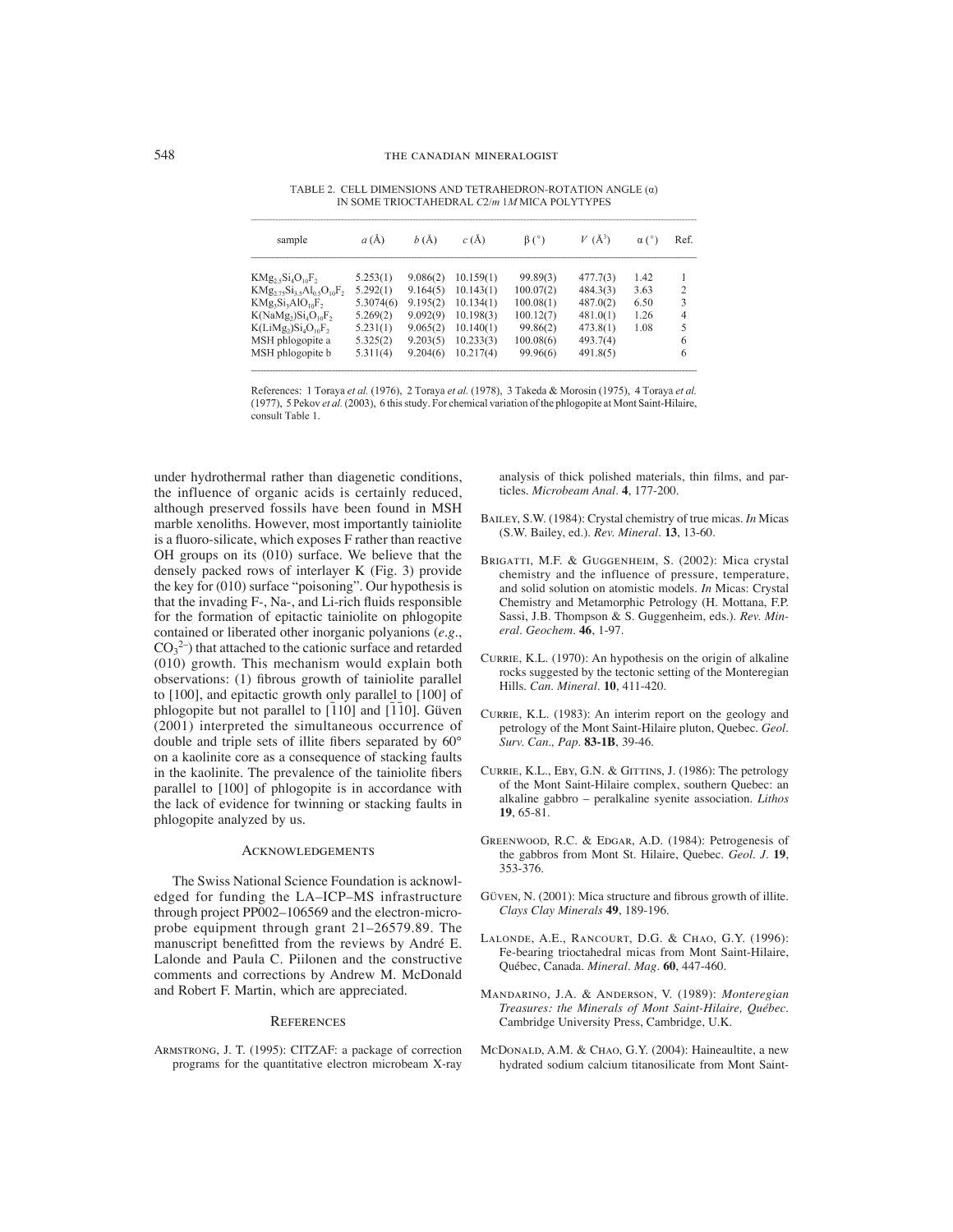TABLE 2. CELL DIMENSIONS AND TETRAHEDRON-ROTATION ANGLE (α) IN SOME TRIOCTAHEDRAL *C*2/*m* 1*M* MICA POLYTYPES

| sample | *a* (Å) | *b* (Å) | *c* (Å) | β (°) | *V* (Å$^3$) | α (°) | Ref. |
|---|---|---|---|---|---|---|---|
| $KMg_{2.5}Si_4O_{10}F_2$ | 5.253(1) | 9.086(2) | 10.159(1) | 99.89(3) | 477.7(3) | 1.42 | 1 |
| $KMg_{2.75}Si_{3.5}Al_{0.5}O_{10}F_2$ | 5.292(1) | 9.164(5) | 10.143(1) | 100.07(2) | 484.3(3) | 3.63 | 2 |
| $KMg_3Si_3AlO_{10}F_2$ | 5.3074(6) | 9.195(2) | 10.134(1) | 100.08(1) | 487.0(2) | 6.50 | 3 |
| $K(NaMg_2)Si_4O_{10}F_2$ | 5.269(2) | 9.092(9) | 10.198(3) | 100.12(7) | 481.0(1) | 1.26 | 4 |
| $K(LiMg_2)Si_4O_{10}F_2$ | 5.231(1) | 9.065(2) | 10.140(1) | 99.86(2) | 473.8(1) | 1.08 | 5 |
| MSH phlogopite a | 5.325(2) | 9.203(5) | 10.233(3) | 100.08(6) | 493.7(4) | | 6 |
| MSH phlogopite b | 5.311(4) | 9.204(6) | 10.217(4) | 99.96(6) | 491.8(5) | | 6 |

References: 1 Toraya *et al.* (1976), 2 Toraya *et al.* (1978), 3 Takeda & Morosin (1975), 4 Toraya *et al.* (1977), 5 Pekov *et al.* (2003), 6 this study. For chemical variation of the phlogopite at Mont Saint-Hilaire, consult Table 1.

under hydrothermal rather than diagenetic conditions, the influence of organic acids is certainly reduced, although preserved fossils have been found in MSH marble xenoliths. However, most importantly tainiolite is a fluoro-silicate, which exposes F rather than reactive OH groups on its (010) surface. We believe that the densely packed rows of interlayer K (Fig. 3) provide the key for (010) surface "poisoning". Our hypothesis is that the invading F-, Na-, and Li-rich fluids responsible for the formation of epitactic tainiolite on phlogopite contained or liberated other inorganic polyanions (*e.g.*, $CO_3^{2-}$) that attached to the cationic surface and retarded (010) growth. This mechanism would explain both observations: (1) fibrous growth of tainiolite parallel to [100], and epitactic growth only parallel to [100] of phlogopite but not parallel to [$\bar{1}$10] and [$\bar{1}\bar{1}$0]. Güven (2001) interpreted the simultaneous occurrence of double and triple sets of illite fibers separated by 60° on a kaolinite core as a consequence of stacking faults in the kaolinite. The prevalence of the tainiolite fibers parallel to [100] of phlogopite is in accordance with the lack of evidence for twinning or stacking faults in phlogopite analyzed by us.

## Acknowledgements

The Swiss National Science Foundation is acknowledged for funding the LA–ICP–MS infrastructure through project PP002–106569 and the electron-microprobe equipment through grant 21–26579.89. The manuscript benefitted from the reviews by André E. Lalonde and Paula C. Piilonen and the constructive comments and corrections by Andrew M. McDonald and Robert F. Martin, which are appreciated.

## References

Armstrong, J. T. (1995): CITZAF: a package of correction programs for the quantitative electron microbeam X-ray analysis of thick polished materials, thin films, and particles. *Microbeam Anal.* **4**, 177-200.

Bailey, S.W. (1984): Crystal chemistry of true micas. *In* Micas (S.W. Bailey, ed.). *Rev. Mineral.* **13**, 13-60.

Brigatti, M.F. & Guggenheim, S. (2002): Mica crystal chemistry and the influence of pressure, temperature, and solid solution on atomistic models. *In* Micas: Crystal Chemistry and Metamorphic Petrology (H. Mottana, F.P. Sassi, J.B. Thompson & S. Guggenheim, eds.). *Rev. Mineral. Geochem.* **46**, 1-97.

Currie, K.L. (1970): An hypothesis on the origin of alkaline rocks suggested by the tectonic setting of the Monteregian Hills. *Can. Mineral.* **10**, 411-420.

Currie, K.L. (1983): An interim report on the geology and petrology of the Mont Saint-Hilaire pluton, Quebec. *Geol. Surv. Can., Pap.* **83-1B**, 39-46.

Currie, K.L., Eby, G.N. & Gittins, J. (1986): The petrology of the Mont Saint-Hilaire complex, southern Quebec: an alkaline gabbro – peralkaline syenite association. *Lithos* **19**, 65-81.

Greenwood, R.C. & Edgar, A.D. (1984): Petrogenesis of the gabbros from Mont St. Hilaire, Quebec. *Geol. J.* **19**, 353-376.

Güven, N. (2001): Mica structure and fibrous growth of illite. *Clays Clay Minerals* **49**, 189-196.

Lalonde, A.E., Rancourt, D.G. & Chao, G.Y. (1996): Fe-bearing trioctahedral micas from Mont Saint-Hilaire, Québec, Canada. *Mineral. Mag.* **60**, 447-460.

Mandarino, J.A. & Anderson, V. (1989): *Monteregian Treasures: the Minerals of Mont Saint-Hilaire, Québec*. Cambridge University Press, Cambridge, U.K.

McDonald, A.M. & Chao, G.Y. (2004): Haineaultite, a new hydrated sodium calcium titanosilicate from Mont Saint-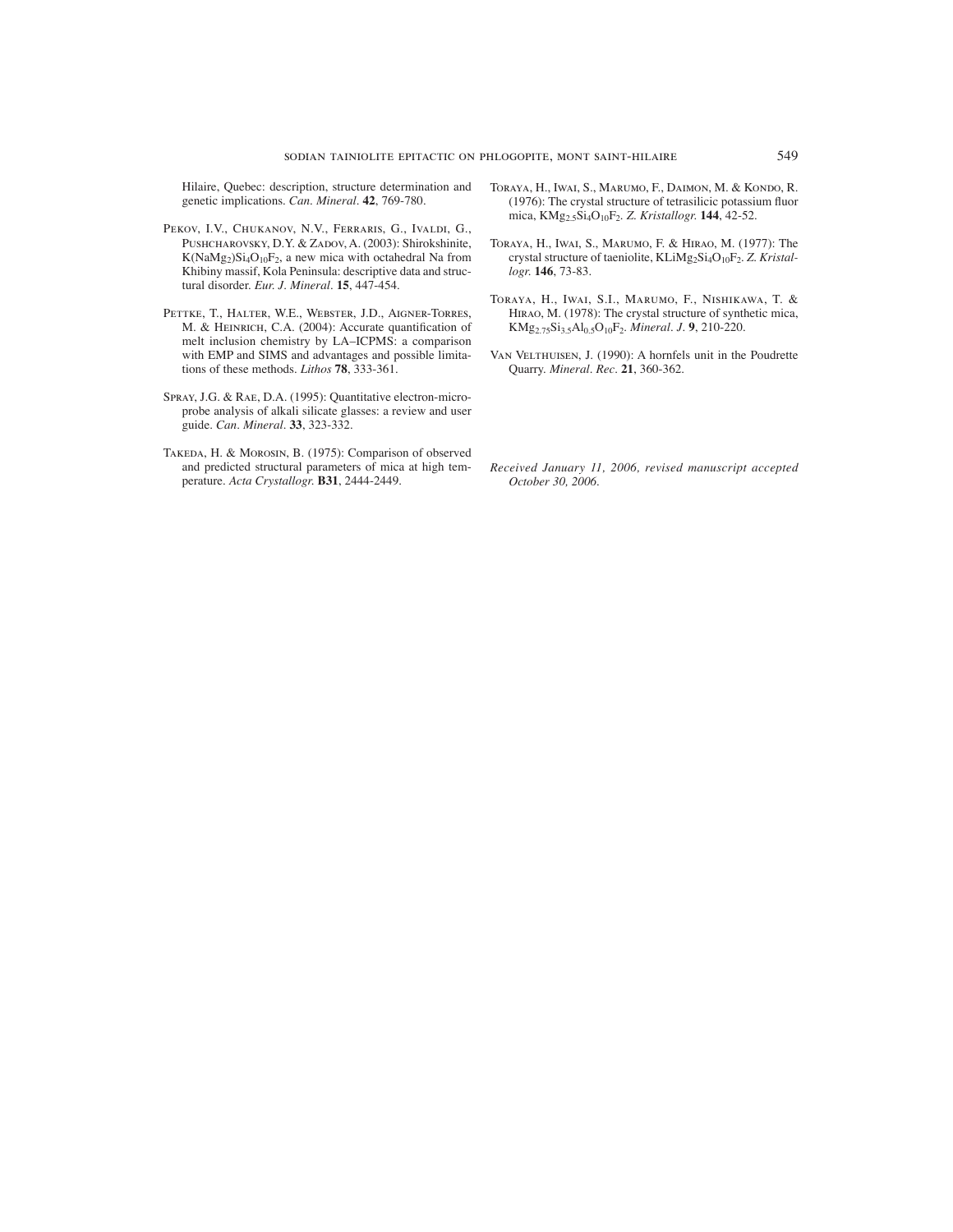Hilaire, Quebec: description, structure determination and genetic implications. *Can. Mineral.* **42**, 769-780.

Pekov, I.V., Chukanov, N.V., Ferraris, G., Ivaldi, G., Pushcharovsky, D.Y. & Zadov, A. (2003): Shirokshinite, $K(NaMg_2)Si_4O_{10}F_2$, a new mica with octahedral Na from Khibiny massif, Kola Peninsula: descriptive data and structural disorder. *Eur. J. Mineral.* **15**, 447-454.

Pettke, T., Halter, W.E., Webster, J.D., Aigner-Torres, M. & Heinrich, C.A. (2004): Accurate quantification of melt inclusion chemistry by LA–ICPMS: a comparison with EMP and SIMS and advantages and possible limitations of these methods. *Lithos* **78**, 333-361.

Spray, J.G. & Rae, D.A. (1995): Quantitative electron-microprobe analysis of alkali silicate glasses: a review and user guide. *Can. Mineral.* **33**, 323-332.

Takeda, H. & Morosin, B. (1975): Comparison of observed and predicted structural parameters of mica at high temperature. *Acta Crystallogr.* **B31**, 2444-2449.

Toraya, H., Iwai, S., Marumo, F., Daimon, M. & Kondo, R. (1976): The crystal structure of tetrasilicic potassium fluor mica, $KMg_{2.5}Si_4O_{10}F_2$. *Z. Kristallogr.* **144**, 42-52.

Toraya, H., Iwai, S., Marumo, F. & Hirao, M. (1977): The crystal structure of taeniolite, $KLiMg_2Si_4O_{10}F_2$. *Z. Kristallogr.* **146**, 73-83.

Toraya, H., Iwai, S.I., Marumo, F., Nishikawa, T. & Hirao, M. (1978): The crystal structure of synthetic mica, $KMg_{2.75}Si_{3.5}Al_{0.5}O_{10}F_2$. *Mineral. J.* **9**, 210-220.

Van Velthuisen, J. (1990): A hornfels unit in the Poudrette Quarry. *Mineral. Rec.* **21**, 360-362.

*Received January 11, 2006, revised manuscript accepted October 30, 2006.*